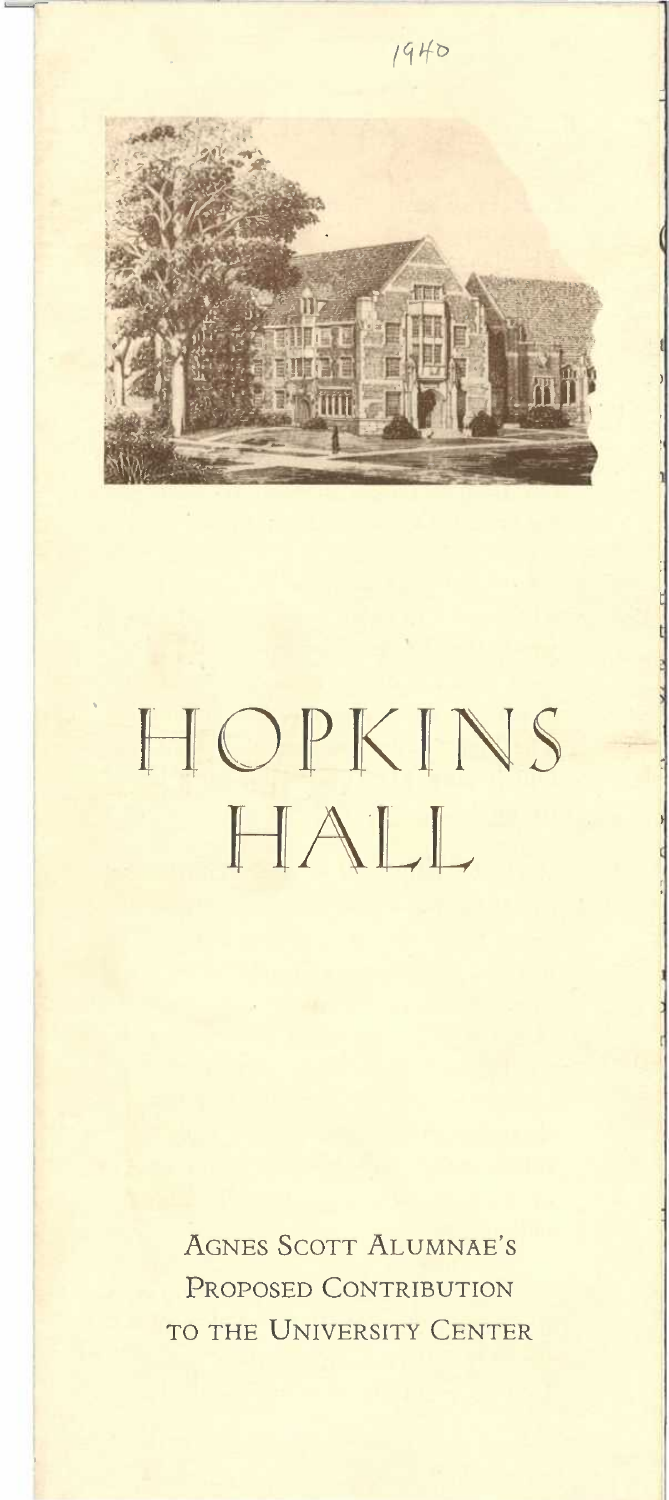1940

# HOPKINS HALL

AGNES SCOTT ALUMNAE'S PROPOSED CONTRIBUTION TO THE UNIVERSITY CENTER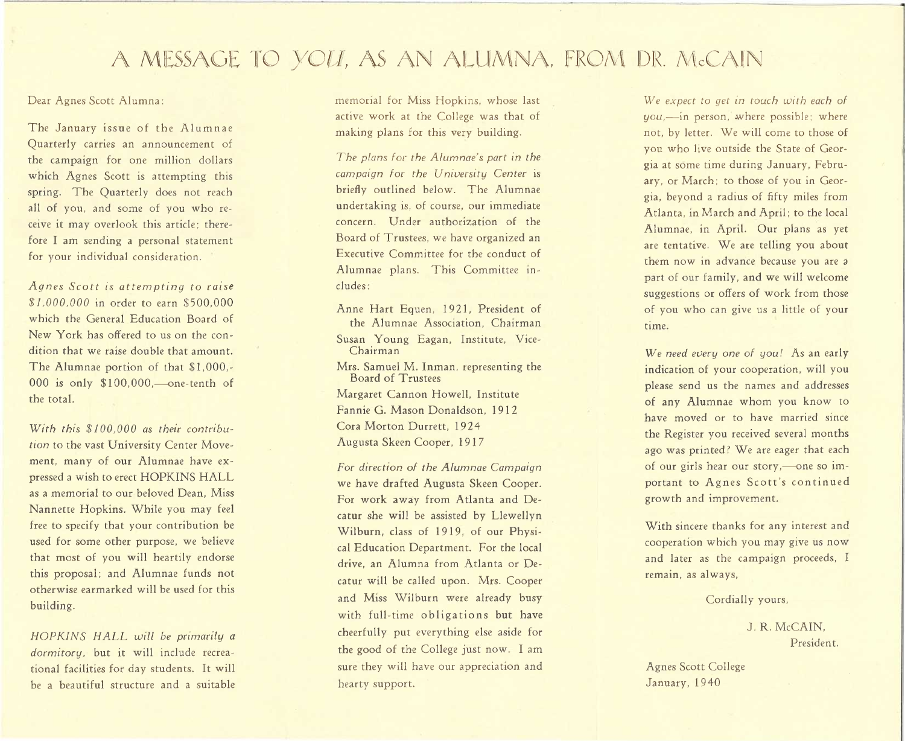# A MESSAGE TO *YOU*, AS AN ALUMNA, FROM DR. McCAIN

Dear Agnes Scott Alumna:

The January issue of the Alumnae Quarterly carries an announcement of the campaign for one million dollars which Agnes Scott is attempting this spring. The Quarterly does not reach all of you, and some of you who receive it may overlook this article; therefore I am sending a personal statement for your individual consideration.

*Agnes Scott is attempting to raise $1,000,000* in order to earn $500,000 which the General Education Board of New York has offered to us on the condition that we raise double that amount. The Alumnae portion of that $1,000,000 is only $100,000,—one-tenth of the total.

*With this $100,000 as their contribution* to the vast University Center Movement, many of our Alumnae have expressed a wish to erect HOPKINS HALL as a memorial to our beloved Dean, Miss Nannette Hopkins. While you may feel free to specify that your contribution be used for some other purpose, we believe that most of you will heartily endorse this proposal; and Alumnae funds not otherwise earmarked will be used for this building.

*HOPKINS HALL will be primarily a dormitory,* but it will include recreational facilities for day students. It will be a beautiful structure and a suitable memorial for Miss Hopkins, whose last active work at the College was that of making plans for this very building.

*The plans for the Alumnae's part in the campaign for the University Center* is briefly outlined below. The Alumnae undertaking is, of course, our immediate concern. Under authorization of the Board of Trustees, we have organized an Executive Committee for the conduct of Alumnae plans. This Committee includes:

Anne Hart Equen, 1921, President of the Alumnae Association, Chairman
Susan Young Eagan, Institute, Vice-Chairman
Mrs. Samuel M. Inman, representing the Board of Trustees
Margaret Cannon Howell, Institute
Fannie G. Mason Donaldson, 1912
Cora Morton Durrett, 1924
Augusta Skeen Cooper, 1917

*For direction of the Alumnae Campaign* we have drafted Augusta Skeen Cooper. For work away from Atlanta and Decatur she will be assisted by Llewellyn Wilburn, class of 1919, of our Physical Education Department. For the local drive, an Alumna from Atlanta or Decatur will be called upon. Mrs. Cooper and Miss Wilburn were already busy with full-time obligations but have cheerfully put everything else aside for the good of the College just now. I am sure they will have our appreciation and hearty support.

*We expect to get in touch with each of you,*—in person, where possible; where not, by letter. We will come to those of you who live outside the State of Georgia at some time during January, February, or March; to those of you in Georgia, beyond a radius of fifty miles from Atlanta, in March and April; to the local Alumnae, in April. Our plans as yet are tentative. We are telling you about them now in advance because you are a part of our family, and we will welcome suggestions or offers of work from those of you who can give us a little of your time.

*We need every one of you!* As an early indication of your cooperation, will you please send us the names and addresses of any Alumnae whom you know to have moved or to have married since the Register you received several months ago was printed? We are eager that each of our girls hear our story,—one so important to Agnes Scott's continued growth and improvement.

With sincere thanks for any interest and cooperation which you may give us now and later as the campaign proceeds, I remain, as always,

Cordially yours,

J. R. McCAIN,
President.

Agnes Scott College
January, 1940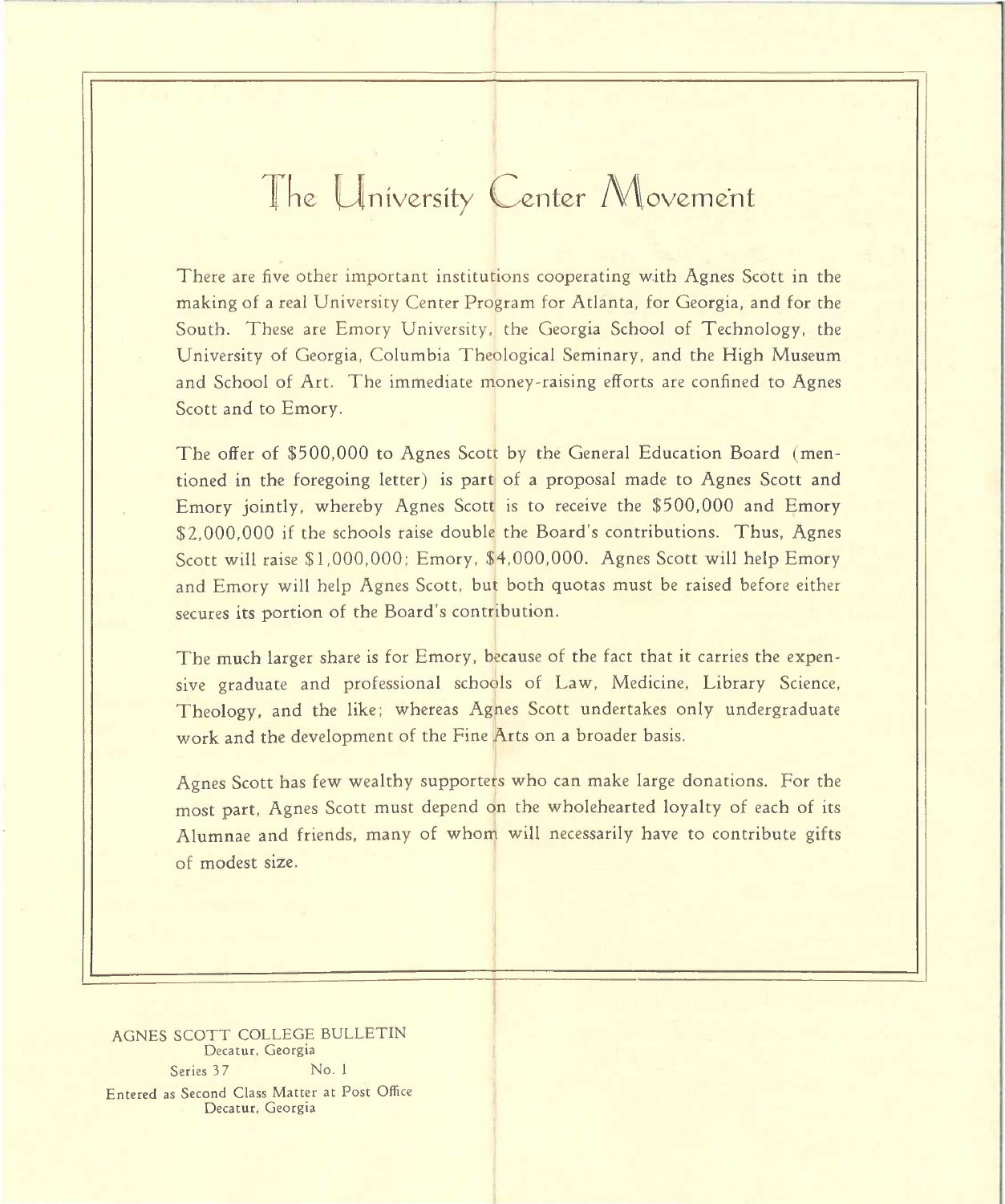# The University Center Movement

There are five other important institutions cooperating with Agnes Scott in the making of a real University Center Program for Atlanta, for Georgia, and for the South. These are Emory University, the Georgia School of Technology, the University of Georgia, Columbia Theological Seminary, and the High Museum and School of Art. The immediate money-raising efforts are confined to Agnes Scott and to Emory.

The offer of $500,000 to Agnes Scott by the General Education Board (mentioned in the foregoing letter) is part of a proposal made to Agnes Scott and Emory jointly, whereby Agnes Scott is to receive the $500,000 and Emory $2,000,000 if the schools raise double the Board's contributions. Thus, Agnes Scott will raise $1,000,000; Emory, $4,000,000. Agnes Scott will help Emory and Emory will help Agnes Scott, but both quotas must be raised before either secures its portion of the Board's contribution.

The much larger share is for Emory, because of the fact that it carries the expensive graduate and professional schools of Law, Medicine, Library Science, Theology, and the like; whereas Agnes Scott undertakes only undergraduate work and the development of the Fine Arts on a broader basis.

Agnes Scott has few wealthy supporters who can make large donations. For the most part, Agnes Scott must depend on the wholehearted loyalty of each of its Alumnae and friends, many of whom will necessarily have to contribute gifts of modest size.

AGNES SCOTT COLLEGE BULLETIN
Decatur, Georgia
Series 37 No. 1
Entered as Second Class Matter at Post Office
Decatur, Georgia